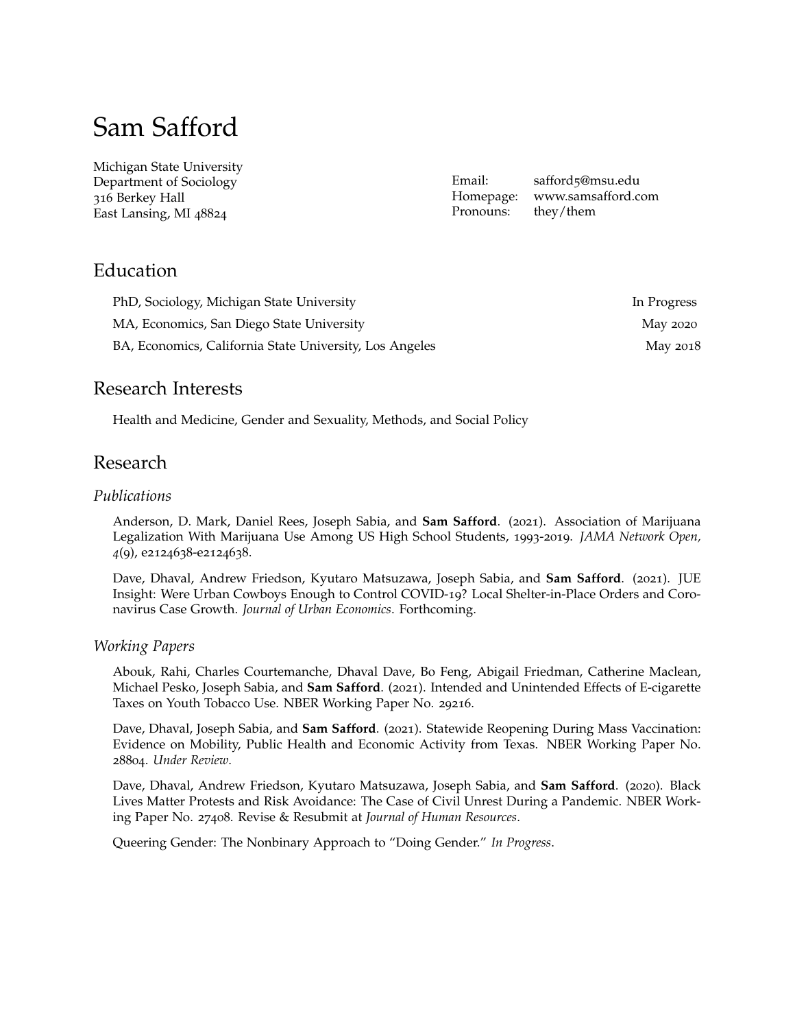# Sam Safford

Michigan State University
Department of Sociology
316 Berkey Hall
East Lansing, MI 48824

Email: safford5@msu.edu
Homepage: www.samsafford.com
Pronouns: they/them

## Education

PhD, Sociology, Michigan State University — In Progress

MA, Economics, San Diego State University — May 2020

BA, Economics, California State University, Los Angeles — May 2018

## Research Interests

Health and Medicine, Gender and Sexuality, Methods, and Social Policy

## Research

### *Publications*

Anderson, D. Mark, Daniel Rees, Joseph Sabia, and **Sam Safford**. (2021). Association of Marijuana Legalization With Marijuana Use Among US High School Students, 1993-2019. *JAMA Network Open, 4*(9), e2124638-e2124638.

Dave, Dhaval, Andrew Friedson, Kyutaro Matsuzawa, Joseph Sabia, and **Sam Safford**. (2021). JUE Insight: Were Urban Cowboys Enough to Control COVID-19? Local Shelter-in-Place Orders and Coronavirus Case Growth. *Journal of Urban Economics*. Forthcoming.

### *Working Papers*

Abouk, Rahi, Charles Courtemanche, Dhaval Dave, Bo Feng, Abigail Friedman, Catherine Maclean, Michael Pesko, Joseph Sabia, and **Sam Safford**. (2021). Intended and Unintended Effects of E-cigarette Taxes on Youth Tobacco Use. NBER Working Paper No. 29216.

Dave, Dhaval, Joseph Sabia, and **Sam Safford**. (2021). Statewide Reopening During Mass Vaccination: Evidence on Mobility, Public Health and Economic Activity from Texas. NBER Working Paper No. 28804. *Under Review*.

Dave, Dhaval, Andrew Friedson, Kyutaro Matsuzawa, Joseph Sabia, and **Sam Safford**. (2020). Black Lives Matter Protests and Risk Avoidance: The Case of Civil Unrest During a Pandemic. NBER Working Paper No. 27408. Revise & Resubmit at *Journal of Human Resources*.

Queering Gender: The Nonbinary Approach to "Doing Gender." *In Progress*.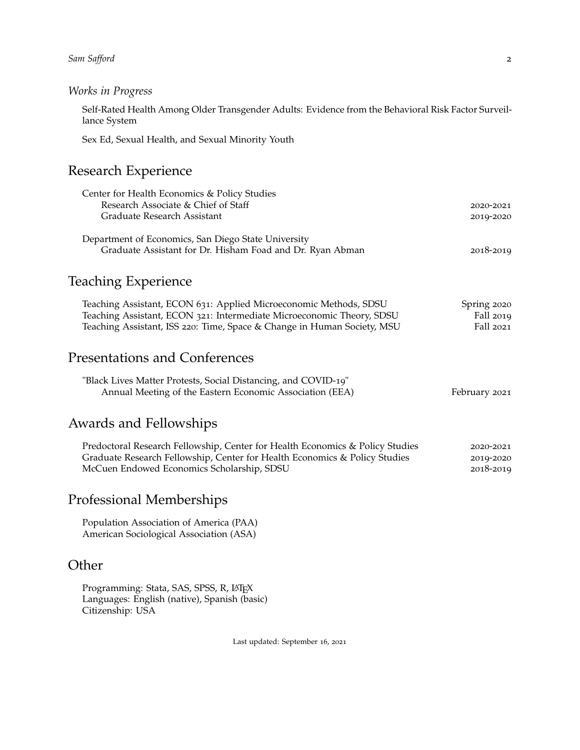*Works in Progress*

Self-Rated Health Among Older Transgender Adults: Evidence from the Behavioral Risk Factor Surveillance System

Sex Ed, Sexual Health, and Sexual Minority Youth

## Research Experience

Center for Health Economics & Policy Studies
- Research Associate & Chief of Staff — 2020-2021
- Graduate Research Assistant — 2019-2020

Department of Economics, San Diego State University
- Graduate Assistant for Dr. Hisham Foad and Dr. Ryan Abman — 2018-2019

## Teaching Experience

Teaching Assistant, ECON 631: Applied Microeconomic Methods, SDSU — Spring 2020
Teaching Assistant, ECON 321: Intermediate Microeconomic Theory, SDSU — Fall 2019
Teaching Assistant, ISS 220: Time, Space & Change in Human Society, MSU — Fall 2021

## Presentations and Conferences

"Black Lives Matter Protests, Social Distancing, and COVID-19"
- Annual Meeting of the Eastern Economic Association (EEA) — February 2021

## Awards and Fellowships

Predoctoral Research Fellowship, Center for Health Economics & Policy Studies — 2020-2021
Graduate Research Fellowship, Center for Health Economics & Policy Studies — 2019-2020
McCuen Endowed Economics Scholarship, SDSU — 2018-2019

## Professional Memberships

Population Association of America (PAA)
American Sociological Association (ASA)

## Other

Programming: Stata, SAS, SPSS, R, LaTeX
Languages: English (native), Spanish (basic)
Citizenship: USA

Last updated: September 16, 2021